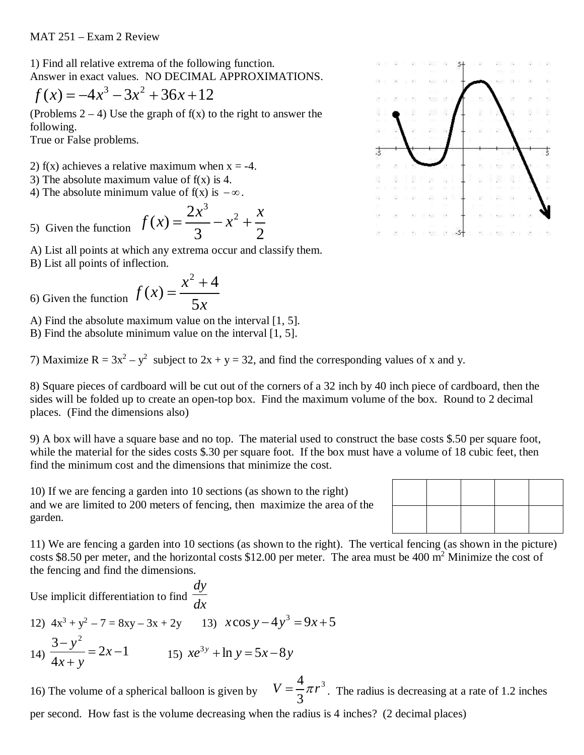MAT 251 – Exam 2 Review

1) Find all relative extrema of the following function.
Answer in exact values. NO DECIMAL APPROXIMATIONS.

$$f(x) = -4x^3 - 3x^2 + 36x + 12$$

(Problems 2 – 4) Use the graph of f(x) to the right to answer the following.
True or False problems.

2) f(x) achieves a relative maximum when x = -4.
3) The absolute maximum value of f(x) is 4.
4) The absolute minimum value of f(x) is $-\infty$.

5) Given the function $f(x) = \dfrac{2x^3}{3} - x^2 + \dfrac{x}{2}$

A) List all points at which any extrema occur and classify them.
B) List all points of inflection.

6) Given the function $f(x) = \dfrac{x^2 + 4}{5x}$

A) Find the absolute maximum value on the interval [1, 5].
B) Find the absolute minimum value on the interval [1, 5].

7) Maximize $R = 3x^2 - y^2$ subject to $2x + y = 32$, and find the corresponding values of x and y.

8) Square pieces of cardboard will be cut out of the corners of a 32 inch by 40 inch piece of cardboard, then the sides will be folded up to create an open-top box. Find the maximum volume of the box. Round to 2 decimal places. (Find the dimensions also)

9) A box will have a square base and no top. The material used to construct the base costs $.50 per square foot, while the material for the sides costs $.30 per square foot. If the box must have a volume of 18 cubic feet, then find the minimum cost and the dimensions that minimize the cost.

10) If we are fencing a garden into 10 sections (as shown to the right) and we are limited to 200 meters of fencing, then maximize the area of the garden.

11) We are fencing a garden into 10 sections (as shown to the right). The vertical fencing (as shown in the picture) costs $8.50 per meter, and the horizontal costs $12.00 per meter. The area must be 400 m$^2$ Minimize the cost of the fencing and find the dimensions.

Use implicit differentiation to find $\dfrac{dy}{dx}$

12) $4x^3 + y^2 - 7 = 8xy - 3x + 2y$ 13) $x\cos y - 4y^3 = 9x + 5$

14) $\dfrac{3 - y^2}{4x + y} = 2x - 1$ 15) $xe^{3y} + \ln y = 5x - 8y$

16) The volume of a spherical balloon is given by $V = \dfrac{4}{3}\pi r^3$. The radius is decreasing at a rate of 1.2 inches per second. How fast is the volume decreasing when the radius is 4 inches? (2 decimal places)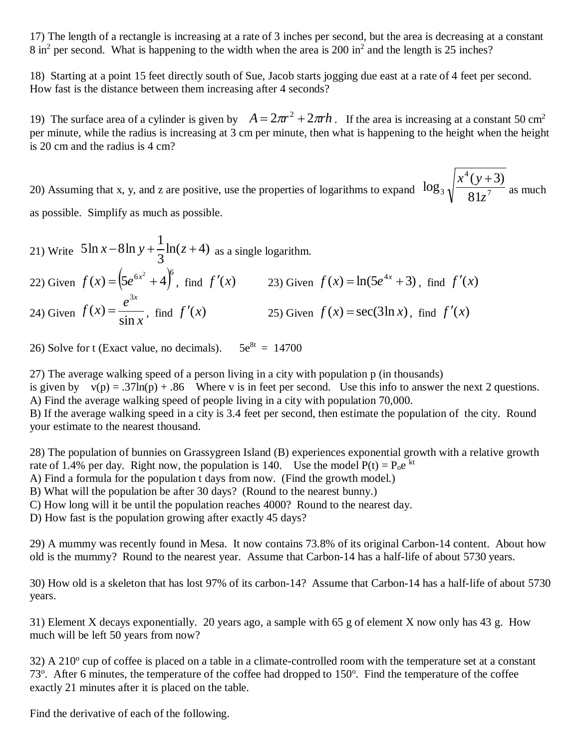17) The length of a rectangle is increasing at a rate of 3 inches per second, but the area is decreasing at a constant 8 in$^2$ per second. What is happening to the width when the area is 200 in$^2$ and the length is 25 inches?

18) Starting at a point 15 feet directly south of Sue, Jacob starts jogging due east at a rate of 4 feet per second. How fast is the distance between them increasing after 4 seconds?

19) The surface area of a cylinder is given by $A = 2\pi r^2 + 2\pi rh$. If the area is increasing at a constant 50 cm$^2$ per minute, while the radius is increasing at 3 cm per minute, then what is happening to the height when the height is 20 cm and the radius is 4 cm?

20) Assuming that x, y, and z are positive, use the properties of logarithms to expand $\log_3 \sqrt{\dfrac{x^4(y+3)}{81z^7}}$ as much as possible. Simplify as much as possible.

21) Write $5\ln x - 8\ln y + \dfrac{1}{3}\ln(z+4)$ as a single logarithm.

22) Given $f(x) = \left(5e^{6x^2} + 4\right)^6$, find $f'(x)$

23) Given $f(x) = \ln(5e^{4x} + 3)$, find $f'(x)$

24) Given $f(x) = \dfrac{e^{3x}}{\sin x}$, find $f'(x)$

25) Given $f(x) = \sec(3\ln x)$, find $f'(x)$

26) Solve for t (Exact value, no decimals). $5e^{8t} = 14700$

27) The average walking speed of a person living in a city with population p (in thousands) is given by $v(p) = .37\ln(p) + .86$ Where v is in feet per second. Use this info to answer the next 2 questions.
A) Find the average walking speed of people living in a city with population 70,000.
B) If the average walking speed in a city is 3.4 feet per second, then estimate the population of the city. Round your estimate to the nearest thousand.

28) The population of bunnies on Grassygreen Island (B) experiences exponential growth with a relative growth rate of 1.4% per day. Right now, the population is 140. Use the model $P(t) = P_o e^{kt}$
A) Find a formula for the population t days from now. (Find the growth model.)
B) What will the population be after 30 days? (Round to the nearest bunny.)
C) How long will it be until the population reaches 4000? Round to the nearest day.
D) How fast is the population growing after exactly 45 days?

29) A mummy was recently found in Mesa. It now contains 73.8% of its original Carbon-14 content. About how old is the mummy? Round to the nearest year. Assume that Carbon-14 has a half-life of about 5730 years.

30) How old is a skeleton that has lost 97% of its carbon-14? Assume that Carbon-14 has a half-life of about 5730 years.

31) Element X decays exponentially. 20 years ago, a sample with 65 g of element X now only has 43 g. How much will be left 50 years from now?

32) A 210$^o$ cup of coffee is placed on a table in a climate-controlled room with the temperature set at a constant 73$^o$. After 6 minutes, the temperature of the coffee had dropped to 150$^o$. Find the temperature of the coffee exactly 21 minutes after it is placed on the table.

Find the derivative of each of the following.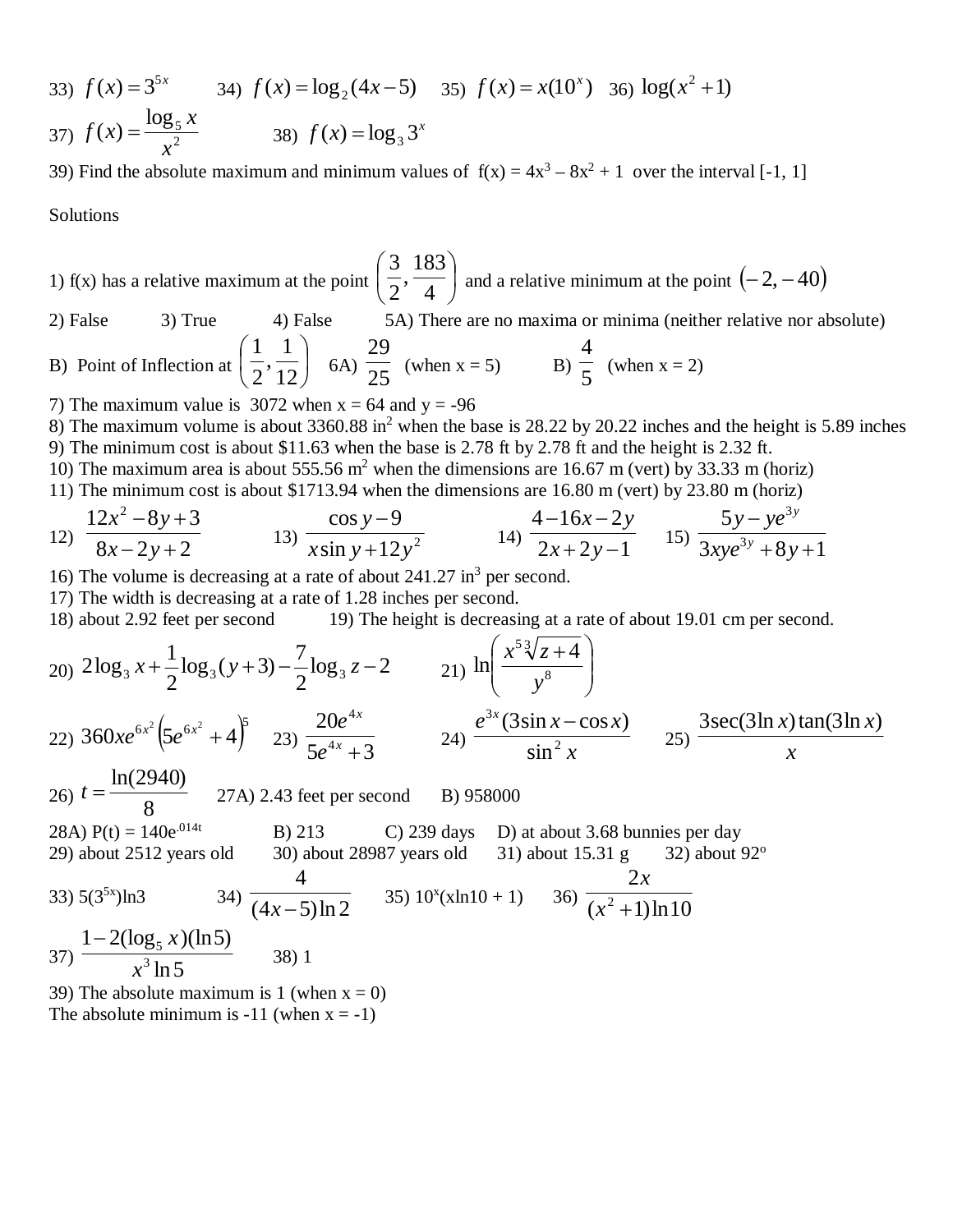33) $f(x) = 3^{5x}$  34) $f(x) = \log_2(4x - 5)$  35) $f(x) = x(10^x)$  36) $\log(x^2 + 1)$

37) $f(x) = \dfrac{\log_5 x}{x^2}$  38) $f(x) = \log_3 3^x$

39) Find the absolute maximum and minimum values of $f(x) = 4x^3 - 8x^2 + 1$ over the interval $[-1, 1]$

Solutions

1) f(x) has a relative maximum at the point $\left(\dfrac{3}{2}, \dfrac{183}{4}\right)$ and a relative minimum at the point $(-2, -40)$

2) False  3) True  4) False  5A) There are no maxima or minima (neither relative nor absolute)

B) Point of Inflection at $\left(\dfrac{1}{2}, \dfrac{1}{12}\right)$  6A) $\dfrac{29}{25}$ (when x = 5)  B) $\dfrac{4}{5}$ (when x = 2)

7) The maximum value is 3072 when x = 64 and y = -96

8) The maximum volume is about 3360.88 $in^2$ when the base is 28.22 by 20.22 inches and the height is 5.89 inches

9) The minimum cost is about $11.63 when the base is 2.78 ft by 2.78 ft and the height is 2.32 ft.

10) The maximum area is about 555.56 $m^2$ when the dimensions are 16.67 m (vert) by 33.33 m (horiz)

11) The minimum cost is about $1713.94 when the dimensions are 16.80 m (vert) by 23.80 m (horiz)

12) $\dfrac{12x^2 - 8y + 3}{8x - 2y + 2}$  13) $\dfrac{\cos y - 9}{x \sin y + 12y^2}$  14) $\dfrac{4 - 16x - 2y}{2x + 2y - 1}$  15) $\dfrac{5y - ye^{3y}}{3xye^{3y} + 8y + 1}$

16) The volume is decreasing at a rate of about 241.27 $in^3$ per second.

17) The width is decreasing at a rate of 1.28 inches per second.

18) about 2.92 feet per second  19) The height is decreasing at a rate of about 19.01 cm per second.

20) $2\log_3 x + \dfrac{1}{2}\log_3(y+3) - \dfrac{7}{2}\log_3 z - 2$  21) $\ln\left(\dfrac{x^5 \sqrt[3]{z+4}}{y^8}\right)$

22) $360xe^{6x^2}\left(5e^{6x^2} + 4\right)^5$  23) $\dfrac{20e^{4x}}{5e^{4x} + 3}$  24) $\dfrac{e^{3x}(3\sin x - \cos x)}{\sin^2 x}$  25) $\dfrac{3\sec(3\ln x)\tan(3\ln x)}{x}$

26) $t = \dfrac{\ln(2940)}{8}$  27A) 2.43 feet per second  B) 958000

28A) $P(t) = 140e^{.014t}$  B) 213  C) 239 days  D) at about 3.68 bunnies per day

29) about 2512 years old  30) about 28987 years old  31) about 15.31 g  32) about 92°

33) $5(3^{5x})\ln 3$  34) $\dfrac{4}{(4x-5)\ln 2}$  35) $10^x(x\ln 10 + 1)$  36) $\dfrac{2x}{(x^2+1)\ln 10}$

37) $\dfrac{1 - 2(\log_5 x)(\ln 5)}{x^3 \ln 5}$  38) 1

39) The absolute maximum is 1 (when x = 0)
The absolute minimum is -11 (when x = -1)